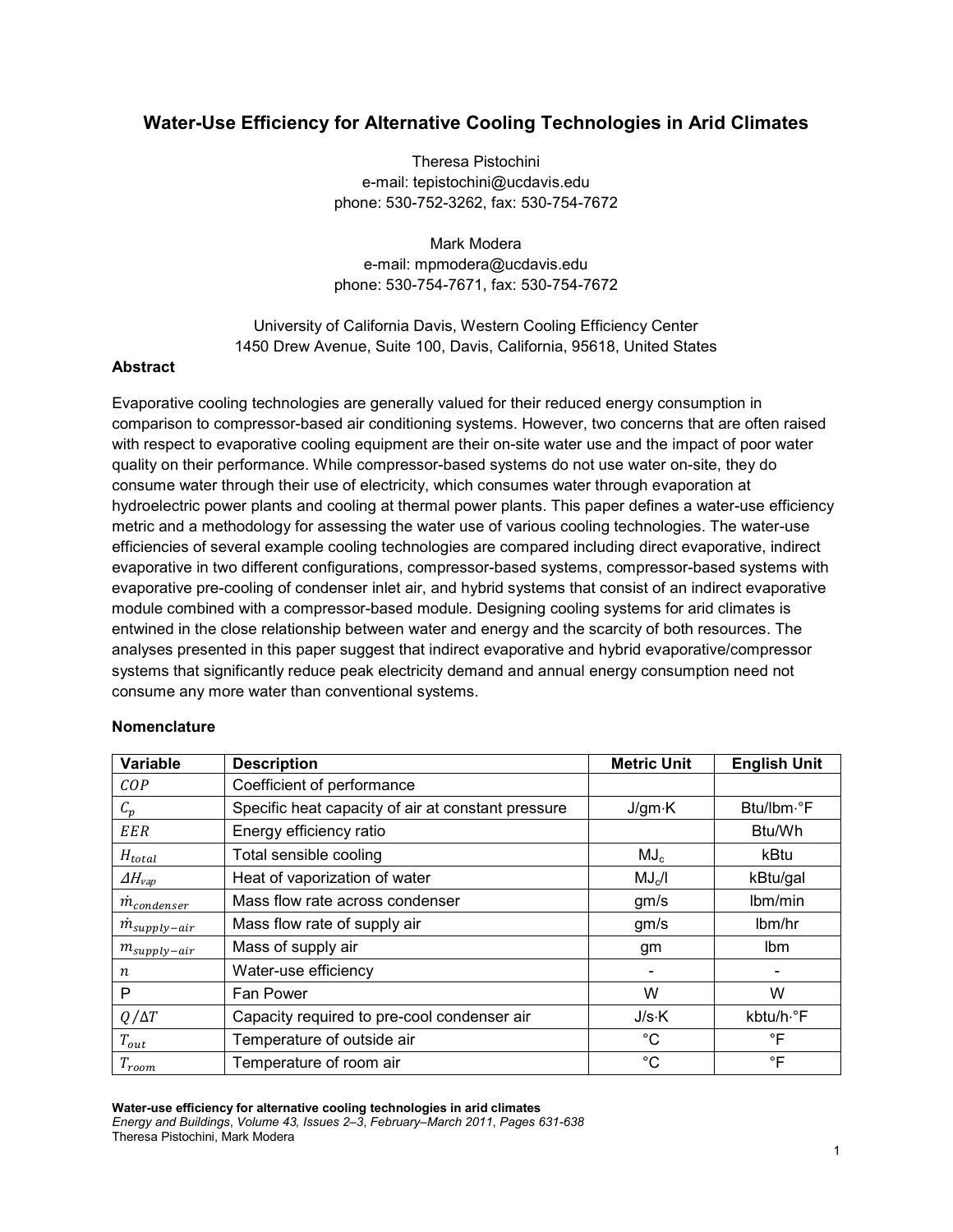# Water-Use Efficiency for Alternative Cooling Technologies in Arid Climates

Theresa Pistochini
e-mail: tepistochini@ucdavis.edu
phone: 530-752-3262, fax: 530-754-7672

Mark Modera
e-mail: mpmodera@ucdavis.edu
phone: 530-754-7671, fax: 530-754-7672

University of California Davis, Western Cooling Efficiency Center
1450 Drew Avenue, Suite 100, Davis, California, 95618, United States

## Abstract

Evaporative cooling technologies are generally valued for their reduced energy consumption in comparison to compressor-based air conditioning systems. However, two concerns that are often raised with respect to evaporative cooling equipment are their on-site water use and the impact of poor water quality on their performance. While compressor-based systems do not use water on-site, they do consume water through their use of electricity, which consumes water through evaporation at hydroelectric power plants and cooling at thermal power plants. This paper defines a water-use efficiency metric and a methodology for assessing the water use of various cooling technologies. The water-use efficiencies of several example cooling technologies are compared including direct evaporative, indirect evaporative in two different configurations, compressor-based systems, compressor-based systems with evaporative pre-cooling of condenser inlet air, and hybrid systems that consist of an indirect evaporative module combined with a compressor-based module. Designing cooling systems for arid climates is entwined in the close relationship between water and energy and the scarcity of both resources. The analyses presented in this paper suggest that indirect evaporative and hybrid evaporative/compressor systems that significantly reduce peak electricity demand and annual energy consumption need not consume any more water than conventional systems.

### Nomenclature

| Variable | Description | Metric Unit | English Unit |
|---|---|---|---|
| $COP$ | Coefficient of performance | | |
| $C_p$ | Specific heat capacity of air at constant pressure | J/gm·K | Btu/lbm·°F |
| $EER$ | Energy efficiency ratio | | Btu/Wh |
| $H_{total}$ | Total sensible cooling | $MJ_c$ | kBtu |
| $\Delta H_{vap}$ | Heat of vaporization of water | $MJ_c$/l | kBtu/gal |
| $\dot{m}_{condenser}$ | Mass flow rate across condenser | gm/s | lbm/min |
| $\dot{m}_{supply-air}$ | Mass flow rate of supply air | gm/s | lbm/hr |
| $m_{supply-air}$ | Mass of supply air | gm | lbm |
| $n$ | Water-use efficiency | - | - |
| P | Fan Power | W | W |
| $Q/\Delta T$ | Capacity required to pre-cool condenser air | J/s·K | kbtu/h·°F |
| $T_{out}$ | Temperature of outside air | °C | °F |
| $T_{room}$ | Temperature of room air | °C | °F |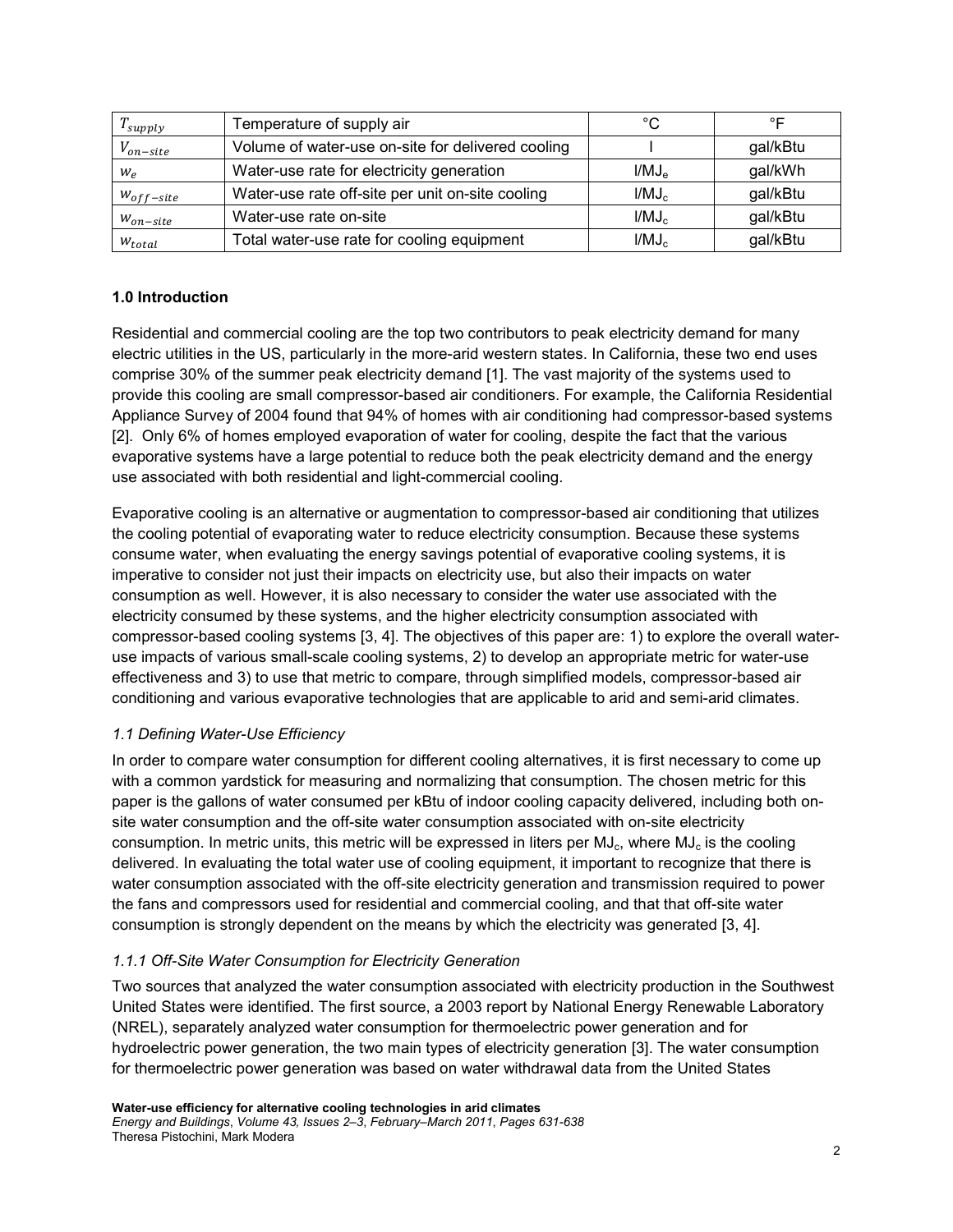| | | | |
|---|---|---|---|
| $T_{supply}$ | Temperature of supply air | °C | °F |
| $V_{on-site}$ | Volume of water-use on-site for delivered cooling | l | gal/kBtu |
| $w_e$ | Water-use rate for electricity generation | $l/MJ_e$ | gal/kWh |
| $w_{off-site}$ | Water-use rate off-site per unit on-site cooling | $l/MJ_c$ | gal/kBtu |
| $w_{on-site}$ | Water-use rate on-site | $l/MJ_c$ | gal/kBtu |
| $w_{total}$ | Total water-use rate for cooling equipment | $l/MJ_c$ | gal/kBtu |

## 1.0 Introduction

Residential and commercial cooling are the top two contributors to peak electricity demand for many electric utilities in the US, particularly in the more-arid western states. In California, these two end uses comprise 30% of the summer peak electricity demand [1]. The vast majority of the systems used to provide this cooling are small compressor-based air conditioners. For example, the California Residential Appliance Survey of 2004 found that 94% of homes with air conditioning had compressor-based systems [2]. Only 6% of homes employed evaporation of water for cooling, despite the fact that the various evaporative systems have a large potential to reduce both the peak electricity demand and the energy use associated with both residential and light-commercial cooling.

Evaporative cooling is an alternative or augmentation to compressor-based air conditioning that utilizes the cooling potential of evaporating water to reduce electricity consumption. Because these systems consume water, when evaluating the energy savings potential of evaporative cooling systems, it is imperative to consider not just their impacts on electricity use, but also their impacts on water consumption as well. However, it is also necessary to consider the water use associated with the electricity consumed by these systems, and the higher electricity consumption associated with compressor-based cooling systems [3, 4]. The objectives of this paper are: 1) to explore the overall water-use impacts of various small-scale cooling systems, 2) to develop an appropriate metric for water-use effectiveness and 3) to use that metric to compare, through simplified models, compressor-based air conditioning and various evaporative technologies that are applicable to arid and semi-arid climates.

### *1.1 Defining Water-Use Efficiency*

In order to compare water consumption for different cooling alternatives, it is first necessary to come up with a common yardstick for measuring and normalizing that consumption. The chosen metric for this paper is the gallons of water consumed per kBtu of indoor cooling capacity delivered, including both on-site water consumption and the off-site water consumption associated with on-site electricity consumption. In metric units, this metric will be expressed in liters per $MJ_c$, where $MJ_c$ is the cooling delivered. In evaluating the total water use of cooling equipment, it important to recognize that there is water consumption associated with the off-site electricity generation and transmission required to power the fans and compressors used for residential and commercial cooling, and that that off-site water consumption is strongly dependent on the means by which the electricity was generated [3, 4].

#### *1.1.1 Off-Site Water Consumption for Electricity Generation*

Two sources that analyzed the water consumption associated with electricity production in the Southwest United States were identified. The first source, a 2003 report by National Energy Renewable Laboratory (NREL), separately analyzed water consumption for thermoelectric power generation and for hydroelectric power generation, the two main types of electricity generation [3]. The water consumption for thermoelectric power generation was based on water withdrawal data from the United States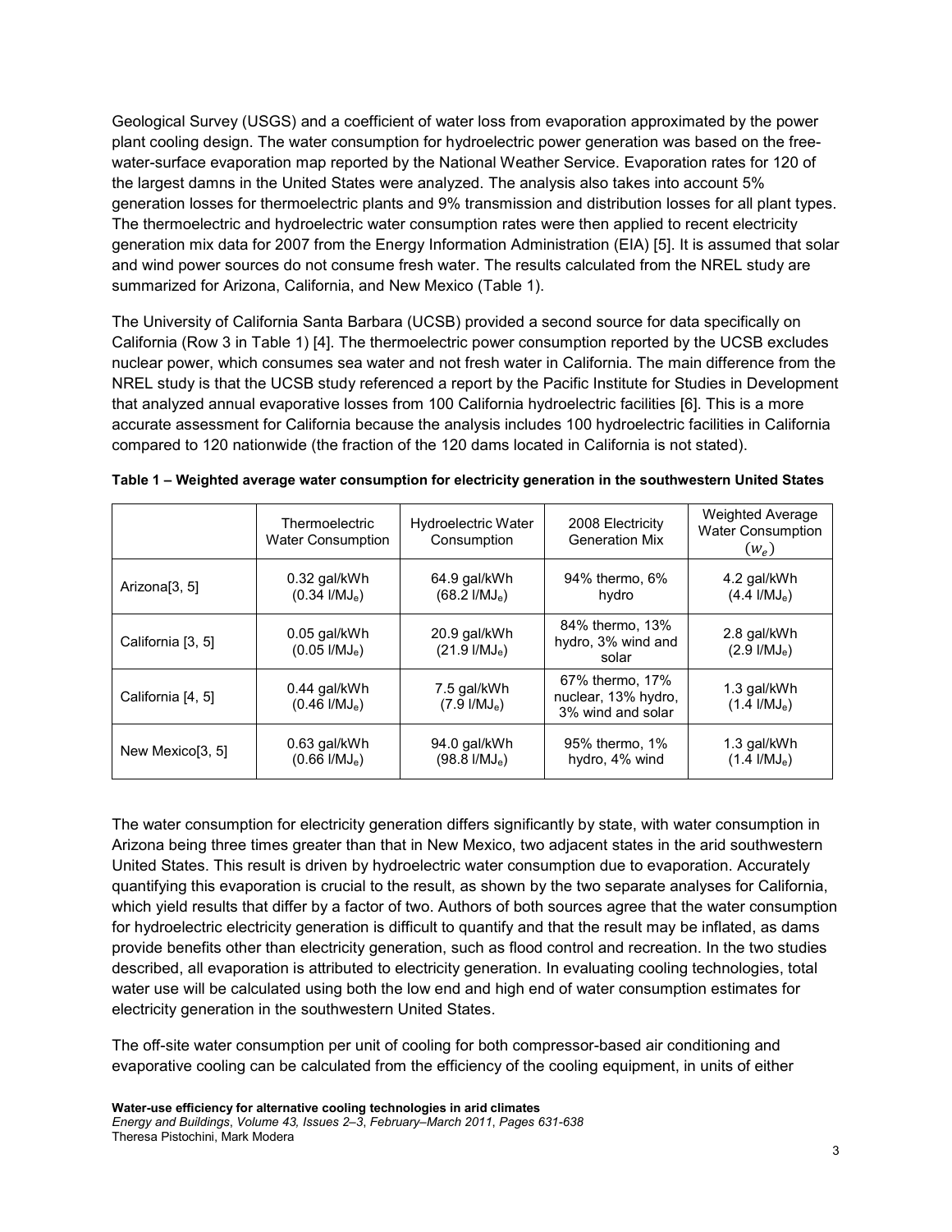Geological Survey (USGS) and a coefficient of water loss from evaporation approximated by the power plant cooling design. The water consumption for hydroelectric power generation was based on the free-water-surface evaporation map reported by the National Weather Service. Evaporation rates for 120 of the largest damns in the United States were analyzed. The analysis also takes into account 5% generation losses for thermoelectric plants and 9% transmission and distribution losses for all plant types. The thermoelectric and hydroelectric water consumption rates were then applied to recent electricity generation mix data for 2007 from the Energy Information Administration (EIA) [5]. It is assumed that solar and wind power sources do not consume fresh water. The results calculated from the NREL study are summarized for Arizona, California, and New Mexico (Table 1).

The University of California Santa Barbara (UCSB) provided a second source for data specifically on California (Row 3 in Table 1) [4]. The thermoelectric power consumption reported by the UCSB excludes nuclear power, which consumes sea water and not fresh water in California. The main difference from the NREL study is that the UCSB study referenced a report by the Pacific Institute for Studies in Development that analyzed annual evaporative losses from 100 California hydroelectric facilities [6]. This is a more accurate assessment for California because the analysis includes 100 hydroelectric facilities in California compared to 120 nationwide (the fraction of the 120 dams located in California is not stated).

**Table 1 – Weighted average water consumption for electricity generation in the southwestern United States**

| | Thermoelectric Water Consumption | Hydroelectric Water Consumption | 2008 Electricity Generation Mix | Weighted Average Water Consumption ($w_e$) |
|---|---|---|---|---|
| Arizona[3, 5] | 0.32 gal/kWh (0.34 $l/MJ_e$) | 64.9 gal/kWh (68.2 $l/MJ_e$) | 94% thermo, 6% hydro | 4.2 gal/kWh (4.4 $l/MJ_e$) |
| California [3, 5] | 0.05 gal/kWh (0.05 $l/MJ_e$) | 20.9 gal/kWh (21.9 $l/MJ_e$) | 84% thermo, 13% hydro, 3% wind and solar | 2.8 gal/kWh (2.9 $l/MJ_e$) |
| California [4, 5] | 0.44 gal/kWh (0.46 $l/MJ_e$) | 7.5 gal/kWh (7.9 $l/MJ_e$) | 67% thermo, 17% nuclear, 13% hydro, 3% wind and solar | 1.3 gal/kWh (1.4 $l/MJ_e$) |
| New Mexico[3, 5] | 0.63 gal/kWh (0.66 $l/MJ_e$) | 94.0 gal/kWh (98.8 $l/MJ_e$) | 95% thermo, 1% hydro, 4% wind | 1.3 gal/kWh (1.4 $l/MJ_e$) |

The water consumption for electricity generation differs significantly by state, with water consumption in Arizona being three times greater than that in New Mexico, two adjacent states in the arid southwestern United States. This result is driven by hydroelectric water consumption due to evaporation. Accurately quantifying this evaporation is crucial to the result, as shown by the two separate analyses for California, which yield results that differ by a factor of two. Authors of both sources agree that the water consumption for hydroelectric electricity generation is difficult to quantify and that the result may be inflated, as dams provide benefits other than electricity generation, such as flood control and recreation. In the two studies described, all evaporation is attributed to electricity generation. In evaluating cooling technologies, total water use will be calculated using both the low end and high end of water consumption estimates for electricity generation in the southwestern United States.

The off-site water consumption per unit of cooling for both compressor-based air conditioning and evaporative cooling can be calculated from the efficiency of the cooling equipment, in units of either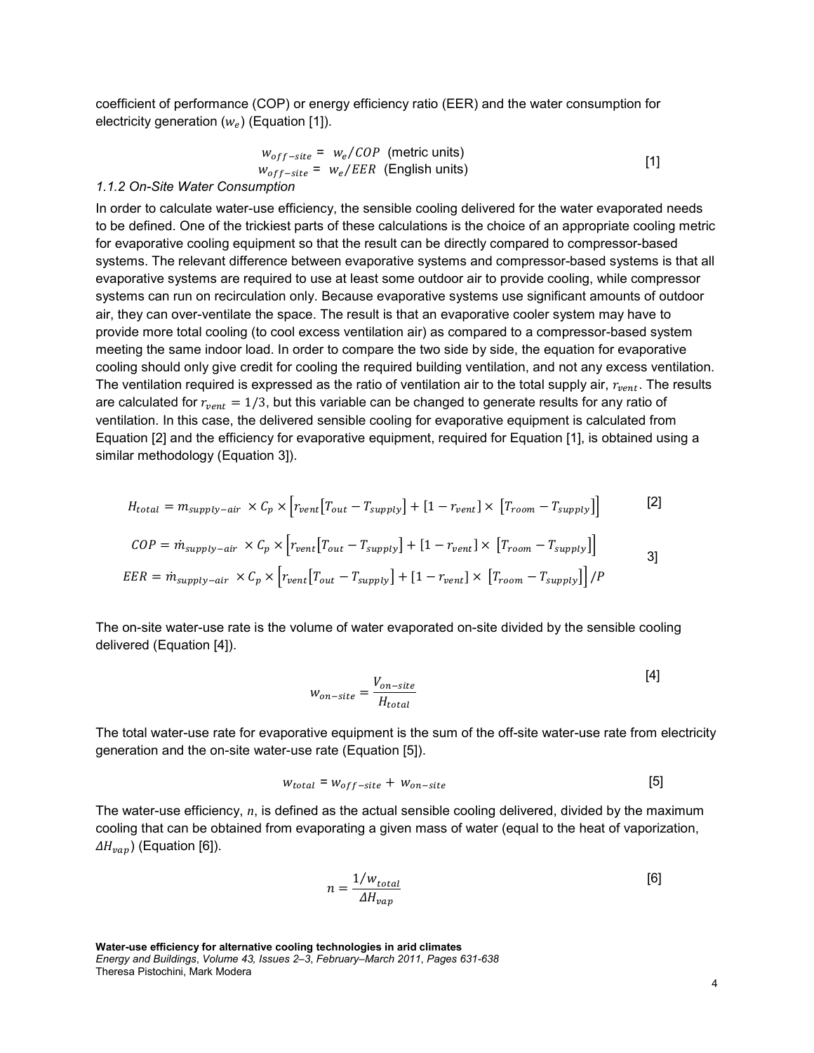coefficient of performance (COP) or energy efficiency ratio (EER) and the water consumption for electricity generation ($w_e$) (Equation [1]).

$$w_{off-site} = w_e/COP \text{ (metric units)}$$
$$w_{off-site} = w_e/EER \text{ (English units)} \quad [1]$$

*1.1.2 On-Site Water Consumption*

In order to calculate water-use efficiency, the sensible cooling delivered for the water evaporated needs to be defined. One of the trickiest parts of these calculations is the choice of an appropriate cooling metric for evaporative cooling equipment so that the result can be directly compared to compressor-based systems. The relevant difference between evaporative systems and compressor-based systems is that all evaporative systems are required to use at least some outdoor air to provide cooling, while compressor systems can run on recirculation only. Because evaporative systems use significant amounts of outdoor air, they can over-ventilate the space. The result is that an evaporative cooler system may have to provide more total cooling (to cool excess ventilation air) as compared to a compressor-based system meeting the same indoor load. In order to compare the two side by side, the equation for evaporative cooling should only give credit for cooling the required building ventilation, and not any excess ventilation. The ventilation required is expressed as the ratio of ventilation air to the total supply air, $r_{vent}$. The results are calculated for $r_{vent} = 1/3$, but this variable can be changed to generate results for any ratio of ventilation. In this case, the delivered sensible cooling for evaporative equipment is calculated from Equation [2] and the efficiency for evaporative equipment, required for Equation [1], is obtained using a similar methodology (Equation 3]).

$$H_{total} = m_{supply-air} \times C_p \times \left[r_{vent}\left[T_{out} - T_{supply}\right] + \left[1 - r_{vent}\right] \times \left[T_{room} - T_{supply}\right]\right] \quad [2]$$

$$COP = \dot{m}_{supply-air} \times C_p \times \left[r_{vent}\left[T_{out} - T_{supply}\right] + \left[1 - r_{vent}\right] \times \left[T_{room} - T_{supply}\right]\right]$$
$$EER = \dot{m}_{supply-air} \times C_p \times \left[r_{vent}\left[T_{out} - T_{supply}\right] + \left[1 - r_{vent}\right] \times \left[T_{room} - T_{supply}\right]\right]/P \quad 3]$$

The on-site water-use rate is the volume of water evaporated on-site divided by the sensible cooling delivered (Equation [4]).

$$w_{on-site} = \frac{V_{on-site}}{H_{total}} \quad [4]$$

The total water-use rate for evaporative equipment is the sum of the off-site water-use rate from electricity generation and the on-site water-use rate (Equation [5]).

$$w_{total} = w_{off-site} + w_{on-site} \quad [5]$$

The water-use efficiency, $n$, is defined as the actual sensible cooling delivered, divided by the maximum cooling that can be obtained from evaporating a given mass of water (equal to the heat of vaporization, $\Delta H_{vap}$) (Equation [6]).

$$n = \frac{1/w_{total}}{\Delta H_{vap}} \quad [6]$$

**Water-use efficiency for alternative cooling technologies in arid climates**
*Energy and Buildings, Volume 43, Issues 2–3, February–March 2011, Pages 631-638*
Theresa Pistochini, Mark Modera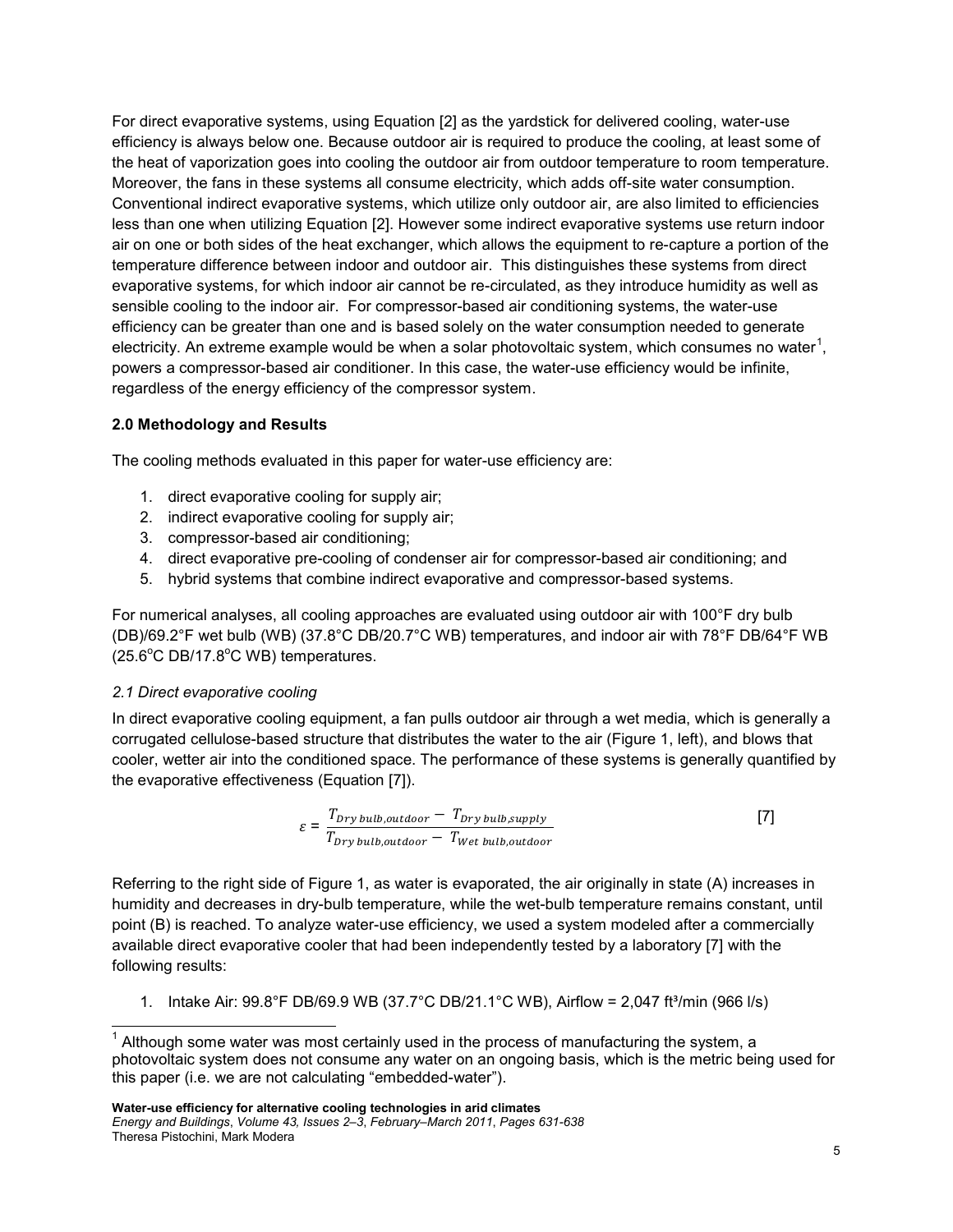For direct evaporative systems, using Equation [2] as the yardstick for delivered cooling, water-use efficiency is always below one. Because outdoor air is required to produce the cooling, at least some of the heat of vaporization goes into cooling the outdoor air from outdoor temperature to room temperature. Moreover, the fans in these systems all consume electricity, which adds off-site water consumption. Conventional indirect evaporative systems, which utilize only outdoor air, are also limited to efficiencies less than one when utilizing Equation [2]. However some indirect evaporative systems use return indoor air on one or both sides of the heat exchanger, which allows the equipment to re-capture a portion of the temperature difference between indoor and outdoor air. This distinguishes these systems from direct evaporative systems, for which indoor air cannot be re-circulated, as they introduce humidity as well as sensible cooling to the indoor air. For compressor-based air conditioning systems, the water-use efficiency can be greater than one and is based solely on the water consumption needed to generate electricity. An extreme example would be when a solar photovoltaic system, which consumes no water[1], powers a compressor-based air conditioner. In this case, the water-use efficiency would be infinite, regardless of the energy efficiency of the compressor system.

## 2.0 Methodology and Results

The cooling methods evaluated in this paper for water-use efficiency are:

1. direct evaporative cooling for supply air;
2. indirect evaporative cooling for supply air;
3. compressor-based air conditioning;
4. direct evaporative pre-cooling of condenser air for compressor-based air conditioning; and
5. hybrid systems that combine indirect evaporative and compressor-based systems.

For numerical analyses, all cooling approaches are evaluated using outdoor air with 100°F dry bulb (DB)/69.2°F wet bulb (WB) (37.8°C DB/20.7°C WB) temperatures, and indoor air with 78°F DB/64°F WB (25.6°C DB/17.8°C WB) temperatures.

### *2.1 Direct evaporative cooling*

In direct evaporative cooling equipment, a fan pulls outdoor air through a wet media, which is generally a corrugated cellulose-based structure that distributes the water to the air (Figure 1, left), and blows that cooler, wetter air into the conditioned space. The performance of these systems is generally quantified by the evaporative effectiveness (Equation [7]).

$$\varepsilon = \frac{T_{Dry\,bulb,outdoor} - T_{Dry\,bulb,supply}}{T_{Dry\,bulb,outdoor} - T_{Wet\,bulb,outdoor}} \qquad [7]$$

Referring to the right side of Figure 1, as water is evaporated, the air originally in state (A) increases in humidity and decreases in dry-bulb temperature, while the wet-bulb temperature remains constant, until point (B) is reached. To analyze water-use efficiency, we used a system modeled after a commercially available direct evaporative cooler that had been independently tested by a laboratory [7] with the following results:

1. Intake Air: 99.8°F DB/69.9 WB (37.7°C DB/21.1°C WB), Airflow = 2,047 ft³/min (966 l/s)

---

[1] Although some water was most certainly used in the process of manufacturing the system, a photovoltaic system does not consume any water on an ongoing basis, which is the metric being used for this paper (i.e. we are not calculating "embedded-water").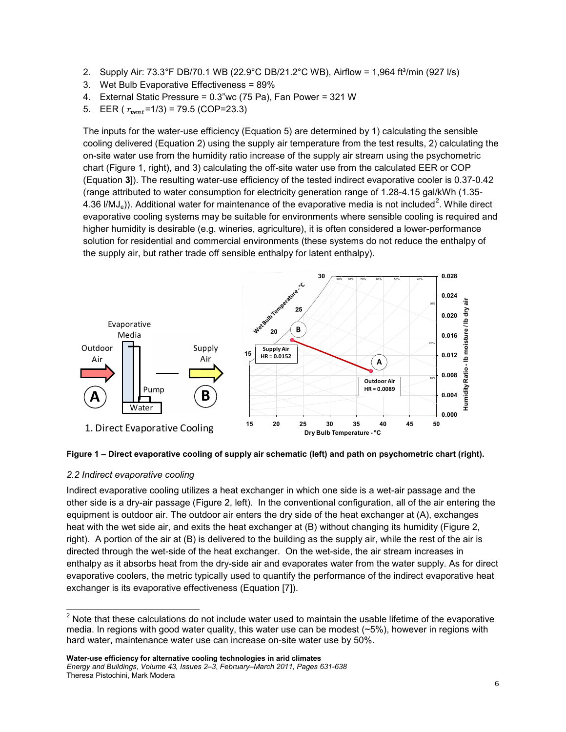2. Supply Air: 73.3°F DB/70.1 WB (22.9°C DB/21.2°C WB), Airflow = 1,964 ft³/min (927 l/s)
3. Wet Bulb Evaporative Effectiveness = 89%
4. External Static Pressure = 0.3"wc (75 Pa), Fan Power = 321 W
5. EER ( $r_{vent}$=1/3) = 79.5 (COP=23.3)

The inputs for the water-use efficiency (Equation 5) are determined by 1) calculating the sensible cooling delivered (Equation 2) using the supply air temperature from the test results, 2) calculating the on-site water use from the humidity ratio increase of the supply air stream using the psychometric chart (Figure 1, right), and 3) calculating the off-site water use from the calculated EER or COP (Equation **3**]). The resulting water-use efficiency of the tested indirect evaporative cooler is 0.37-0.42 (range attributed to water consumption for electricity generation range of 1.28-4.15 gal/kWh (1.35-4.36 l/MJ$_e$)). Additional water for maintenance of the evaporative media is not included[2]. While direct evaporative cooling systems may be suitable for environments where sensible cooling is required and higher humidity is desirable (e.g. wineries, agriculture), it is often considered a lower-performance solution for residential and commercial environments (these systems do not reduce the enthalpy of the supply air, but rather trade off sensible enthalpy for latent enthalpy).

**Figure 1 – Direct evaporative cooling of supply air schematic (left) and path on psychometric chart (right).**

*2.2 Indirect evaporative cooling*

Indirect evaporative cooling utilizes a heat exchanger in which one side is a wet-air passage and the other side is a dry-air passage (Figure 2, left). In the conventional configuration, all of the air entering the equipment is outdoor air. The outdoor air enters the dry side of the heat exchanger at (A), exchanges heat with the wet side air, and exits the heat exchanger at (B) without changing its humidity (Figure 2, right). A portion of the air at (B) is delivered to the building as the supply air, while the rest of the air is directed through the wet-side of the heat exchanger. On the wet-side, the air stream increases in enthalpy as it absorbs heat from the dry-side air and evaporates water from the water supply. As for direct evaporative coolers, the metric typically used to quantify the performance of the indirect evaporative heat exchanger is its evaporative effectiveness (Equation [7]).

[2] Note that these calculations do not include water used to maintain the usable lifetime of the evaporative media. In regions with good water quality, this water use can be modest (~5%), however in regions with hard water, maintenance water use can increase on-site water use by 50%.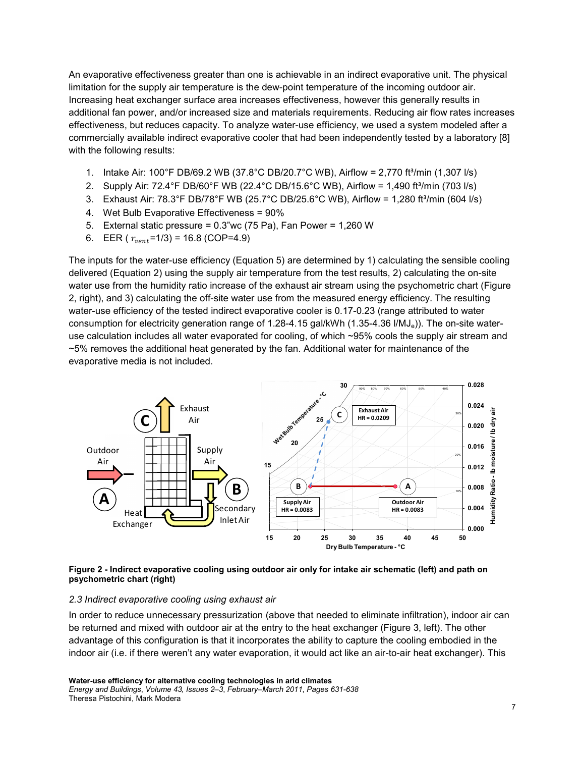An evaporative effectiveness greater than one is achievable in an indirect evaporative unit. The physical limitation for the supply air temperature is the dew-point temperature of the incoming outdoor air. Increasing heat exchanger surface area increases effectiveness, however this generally results in additional fan power, and/or increased size and materials requirements. Reducing air flow rates increases effectiveness, but reduces capacity. To analyze water-use efficiency, we used a system modeled after a commercially available indirect evaporative cooler that had been independently tested by a laboratory [8] with the following results:

1. Intake Air: 100°F DB/69.2 WB (37.8°C DB/20.7°C WB), Airflow = 2,770 ft³/min (1,307 l/s)
2. Supply Air: 72.4°F DB/60°F WB (22.4°C DB/15.6°C WB), Airflow = 1,490 ft³/min (703 l/s)
3. Exhaust Air: 78.3°F DB/78°F WB (25.7°C DB/25.6°C WB), Airflow = 1,280 ft³/min (604 l/s)
4. Wet Bulb Evaporative Effectiveness = 90%
5. External static pressure = 0.3"wc (75 Pa), Fan Power = 1,260 W
6. EER ( $r_{vent}$=1/3) = 16.8 (COP=4.9)

The inputs for the water-use efficiency (Equation 5) are determined by 1) calculating the sensible cooling delivered (Equation 2) using the supply air temperature from the test results, 2) calculating the on-site water use from the humidity ratio increase of the exhaust air stream using the psychometric chart (Figure 2, right), and 3) calculating the off-site water use from the measured energy efficiency. The resulting water-use efficiency of the tested indirect evaporative cooler is 0.17-0.23 (range attributed to water consumption for electricity generation range of 1.28-4.15 gal/kWh (1.35-4.36 l/$MJ_e$)). The on-site water-use calculation includes all water evaporated for cooling, of which ~95% cools the supply air stream and ~5% removes the additional heat generated by the fan. Additional water for maintenance of the evaporative media is not included.

**Figure 2 - Indirect evaporative cooling using outdoor air only for intake air schematic (left) and path on psychometric chart (right)**

### *2.3 Indirect evaporative cooling using exhaust air*

In order to reduce unnecessary pressurization (above that needed to eliminate infiltration), indoor air can be returned and mixed with outdoor air at the entry to the heat exchanger (Figure 3, left). The other advantage of this configuration is that it incorporates the ability to capture the cooling embodied in the indoor air (i.e. if there weren't any water evaporation, it would act like an air-to-air heat exchanger). This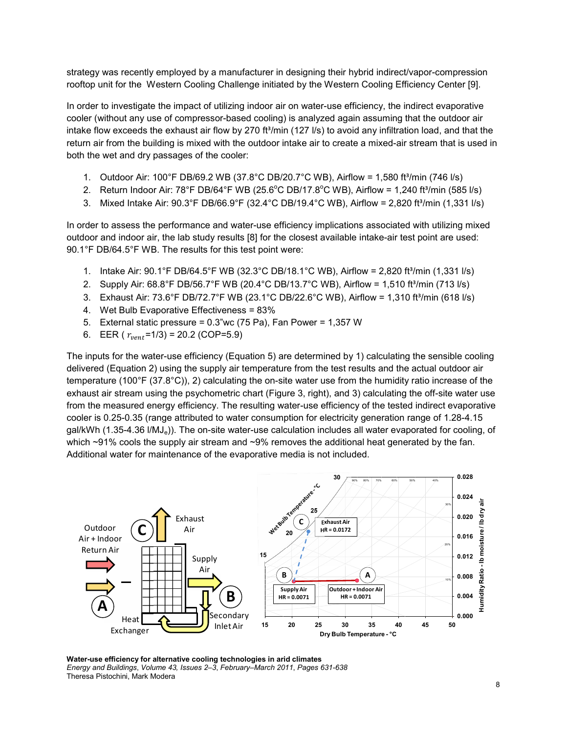strategy was recently employed by a manufacturer in designing their hybrid indirect/vapor-compression rooftop unit for the Western Cooling Challenge initiated by the Western Cooling Efficiency Center [9].

In order to investigate the impact of utilizing indoor air on water-use efficiency, the indirect evaporative cooler (without any use of compressor-based cooling) is analyzed again assuming that the outdoor air intake flow exceeds the exhaust air flow by 270 ft³/min (127 l/s) to avoid any infiltration load, and that the return air from the building is mixed with the outdoor intake air to create a mixed-air stream that is used in both the wet and dry passages of the cooler:

1. Outdoor Air: 100°F DB/69.2 WB (37.8°C DB/20.7°C WB), Airflow = 1,580 ft³/min (746 l/s)
2. Return Indoor Air: 78°F DB/64°F WB (25.6°C DB/17.8°C WB), Airflow = 1,240 ft³/min (585 l/s)
3. Mixed Intake Air: 90.3°F DB/66.9°F (32.4°C DB/19.4°C WB), Airflow = 2,820 ft³/min (1,331 l/s)

In order to assess the performance and water-use efficiency implications associated with utilizing mixed outdoor and indoor air, the lab study results [8] for the closest available intake-air test point are used: 90.1°F DB/64.5°F WB. The results for this test point were:

1. Intake Air: 90.1°F DB/64.5°F WB (32.3°C DB/18.1°C WB), Airflow = 2,820 ft³/min (1,331 l/s)
2. Supply Air: 68.8°F DB/56.7°F WB (20.4°C DB/13.7°C WB), Airflow = 1,510 ft³/min (713 l/s)
3. Exhaust Air: 73.6°F DB/72.7°F WB (23.1°C DB/22.6°C WB), Airflow = 1,310 ft³/min (618 l/s)
4. Wet Bulb Evaporative Effectiveness = 83%
5. External static pressure = 0.3"wc (75 Pa), Fan Power = 1,357 W
6. EER ( $r_{vent}$=1/3) = 20.2 (COP=5.9)

The inputs for the water-use efficiency (Equation 5) are determined by 1) calculating the sensible cooling delivered (Equation 2) using the supply air temperature from the test results and the actual outdoor air temperature (100°F (37.8°C)), 2) calculating the on-site water use from the humidity ratio increase of the exhaust air stream using the psychometric chart (Figure 3, right), and 3) calculating the off-site water use from the measured energy efficiency. The resulting water-use efficiency of the tested indirect evaporative cooler is 0.25-0.35 (range attributed to water consumption for electricity generation range of 1.28-4.15 gal/kWh (1.35-4.36 l/$MJ_e$)). The on-site water-use calculation includes all water evaporated for cooling, of which ~91% cools the supply air stream and ~9% removes the additional heat generated by the fan. Additional water for maintenance of the evaporative media is not included.

**Water-use efficiency for alternative cooling technologies in arid climates**
*Energy and Buildings, Volume 43, Issues 2–3, February–March 2011, Pages 631-638*
Theresa Pistochini, Mark Modera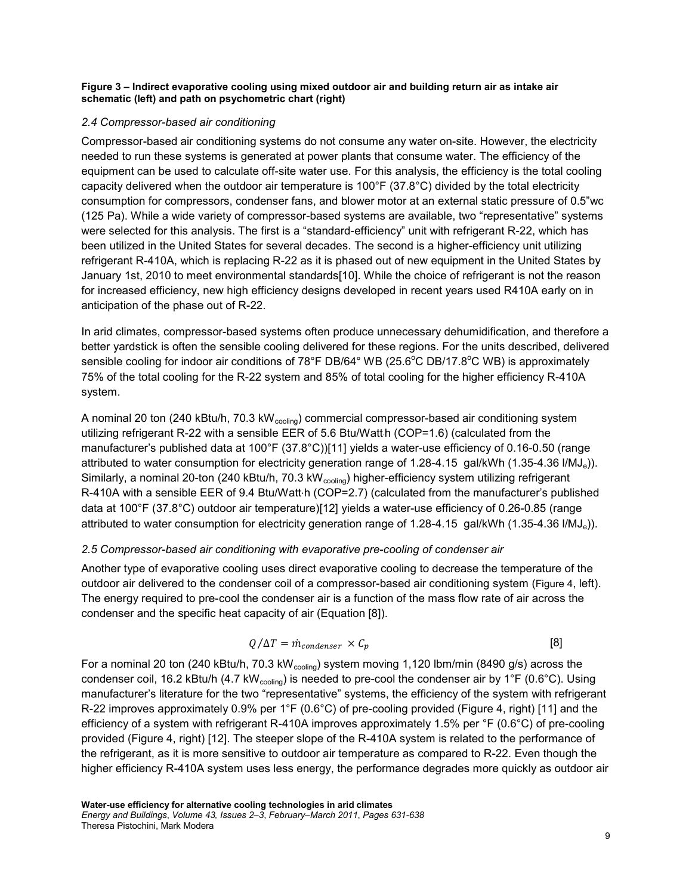**Figure 3 – Indirect evaporative cooling using mixed outdoor air and building return air as intake air schematic (left) and path on psychometric chart (right)**

### *2.4 Compressor-based air conditioning*

Compressor-based air conditioning systems do not consume any water on-site. However, the electricity needed to run these systems is generated at power plants that consume water. The efficiency of the equipment can be used to calculate off-site water use. For this analysis, the efficiency is the total cooling capacity delivered when the outdoor air temperature is 100°F (37.8°C) divided by the total electricity consumption for compressors, condenser fans, and blower motor at an external static pressure of 0.5"wc (125 Pa). While a wide variety of compressor-based systems are available, two "representative" systems were selected for this analysis. The first is a "standard-efficiency" unit with refrigerant R-22, which has been utilized in the United States for several decades. The second is a higher-efficiency unit utilizing refrigerant R-410A, which is replacing R-22 as it is phased out of new equipment in the United States by January 1st, 2010 to meet environmental standards[10]. While the choice of refrigerant is not the reason for increased efficiency, new high efficiency designs developed in recent years used R410A early on in anticipation of the phase out of R-22.

In arid climates, compressor-based systems often produce unnecessary dehumidification, and therefore a better yardstick is often the sensible cooling delivered for these regions. For the units described, delivered sensible cooling for indoor air conditions of 78°F DB/64° WB (25.6°C DB/17.8°C WB) is approximately 75% of the total cooling for the R-22 system and 85% of total cooling for the higher efficiency R-410A system.

A nominal 20 ton (240 kBtu/h, 70.3 $kW_{cooling}$) commercial compressor-based air conditioning system utilizing refrigerant R-22 with a sensible EER of 5.6 Btu/Watt·h (COP=1.6) (calculated from the manufacturer's published data at 100°F (37.8°C))[11] yields a water-use efficiency of 0.16-0.50 (range attributed to water consumption for electricity generation range of 1.28-4.15 gal/kWh (1.35-4.36 $l/MJ_e$)). Similarly, a nominal 20-ton (240 kBtu/h, 70.3 $kW_{cooling}$) higher-efficiency system utilizing refrigerant R-410A with a sensible EER of 9.4 Btu/Watt·h (COP=2.7) (calculated from the manufacturer's published data at 100°F (37.8°C) outdoor air temperature)[12] yields a water-use efficiency of 0.26-0.85 (range attributed to water consumption for electricity generation range of 1.28-4.15 gal/kWh (1.35-4.36 $l/MJ_e$)).

### *2.5 Compressor-based air conditioning with evaporative pre-cooling of condenser air*

Another type of evaporative cooling uses direct evaporative cooling to decrease the temperature of the outdoor air delivered to the condenser coil of a compressor-based air conditioning system (Figure 4, left). The energy required to pre-cool the condenser air is a function of the mass flow rate of air across the condenser and the specific heat capacity of air (Equation [8]).

$$Q/\Delta T = \dot{m}_{condenser} \times C_p \qquad [8]$$

For a nominal 20 ton (240 kBtu/h, 70.3 $kW_{cooling}$) system moving 1,120 lbm/min (8490 g/s) across the condenser coil, 16.2 kBtu/h (4.7 $kW_{cooling}$) is needed to pre-cool the condenser air by 1°F (0.6°C). Using manufacturer's literature for the two "representative" systems, the efficiency of the system with refrigerant R-22 improves approximately 0.9% per 1°F (0.6°C) of pre-cooling provided (Figure 4, right) [11] and the efficiency of a system with refrigerant R-410A improves approximately 1.5% per °F (0.6°C) of pre-cooling provided (Figure 4, right) [12]. The steeper slope of the R-410A system is related to the performance of the refrigerant, as it is more sensitive to outdoor air temperature as compared to R-22. Even though the higher efficiency R-410A system uses less energy, the performance degrades more quickly as outdoor air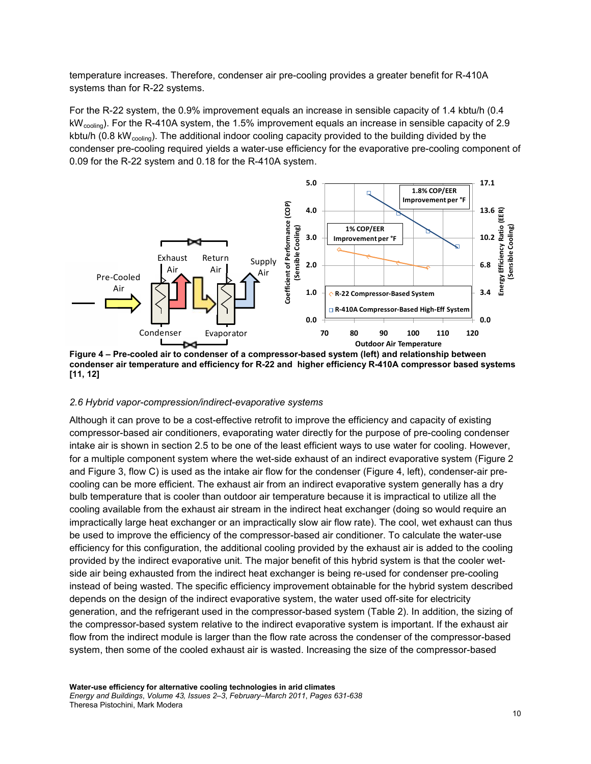temperature increases. Therefore, condenser air pre-cooling provides a greater benefit for R-410A systems than for R-22 systems.

For the R-22 system, the 0.9% improvement equals an increase in sensible capacity of 1.4 kbtu/h (0.4 $kW_{cooling}$). For the R-410A system, the 1.5% improvement equals an increase in sensible capacity of 2.9 kbtu/h (0.8 $kW_{cooling}$). The additional indoor cooling capacity provided to the building divided by the condenser pre-cooling required yields a water-use efficiency for the evaporative pre-cooling component of 0.09 for the R-22 system and 0.18 for the R-410A system.

**Figure 4 – Pre-cooled air to condenser of a compressor-based system (left) and relationship between condenser air temperature and efficiency for R-22 and higher efficiency R-410A compressor based systems [11, 12]**

*2.6 Hybrid vapor-compression/indirect-evaporative systems*

Although it can prove to be a cost-effective retrofit to improve the efficiency and capacity of existing compressor-based air conditioners, evaporating water directly for the purpose of pre-cooling condenser intake air is shown in section 2.5 to be one of the least efficient ways to use water for cooling. However, for a multiple component system where the wet-side exhaust of an indirect evaporative system (Figure 2 and Figure 3, flow C) is used as the intake air flow for the condenser (Figure 4, left), condenser-air pre-cooling can be more efficient. The exhaust air from an indirect evaporative system generally has a dry bulb temperature that is cooler than outdoor air temperature because it is impractical to utilize all the cooling available from the exhaust air stream in the indirect heat exchanger (doing so would require an impractically large heat exchanger or an impractically slow air flow rate). The cool, wet exhaust can thus be used to improve the efficiency of the compressor-based air conditioner. To calculate the water-use efficiency for this configuration, the additional cooling provided by the exhaust air is added to the cooling provided by the indirect evaporative unit. The major benefit of this hybrid system is that the cooler wet-side air being exhausted from the indirect heat exchanger is being re-used for condenser pre-cooling instead of being wasted. The specific efficiency improvement obtainable for the hybrid system described depends on the design of the indirect evaporative system, the water used off-site for electricity generation, and the refrigerant used in the compressor-based system (Table 2). In addition, the sizing of the compressor-based system relative to the indirect evaporative system is important. If the exhaust air flow from the indirect module is larger than the flow rate across the condenser of the compressor-based system, then some of the cooled exhaust air is wasted. Increasing the size of the compressor-based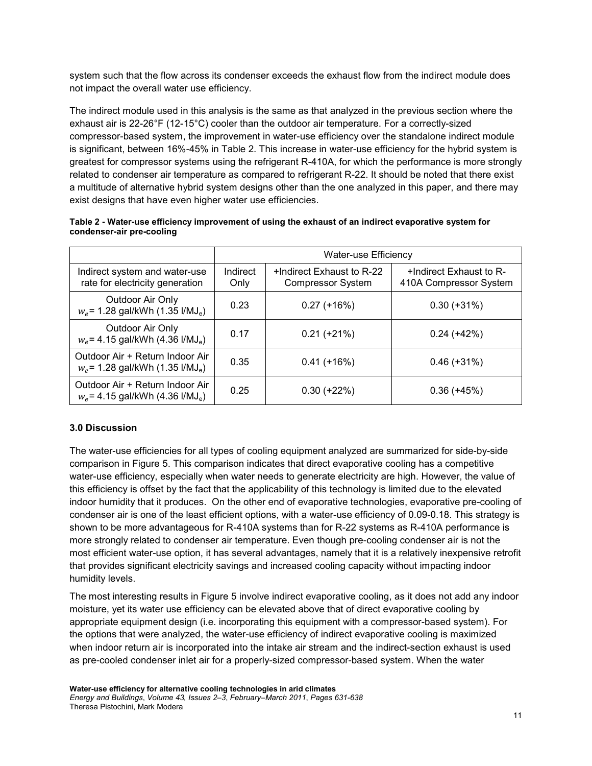system such that the flow across its condenser exceeds the exhaust flow from the indirect module does not impact the overall water use efficiency.

The indirect module used in this analysis is the same as that analyzed in the previous section where the exhaust air is 22-26°F (12-15°C) cooler than the outdoor air temperature. For a correctly-sized compressor-based system, the improvement in water-use efficiency over the standalone indirect module is significant, between 16%-45% in Table 2. This increase in water-use efficiency for the hybrid system is greatest for compressor systems using the refrigerant R-410A, for which the performance is more strongly related to condenser air temperature as compared to refrigerant R-22. It should be noted that there exist a multitude of alternative hybrid system designs other than the one analyzed in this paper, and there may exist designs that have even higher water use efficiencies.

**Table 2 - Water-use efficiency improvement of using the exhaust of an indirect evaporative system for condenser-air pre-cooling**

| | Water-use Efficiency | | |
|---|---|---|---|
| Indirect system and water-use rate for electricity generation | Indirect Only | +Indirect Exhaust to R-22 Compressor System | +Indirect Exhaust to R-410A Compressor System |
| Outdoor Air Only $w_e$= 1.28 gal/kWh (1.35 l/MJ$_e$) | 0.23 | 0.27 (+16%) | 0.30 (+31%) |
| Outdoor Air Only $w_e$= 4.15 gal/kWh (4.36 l/MJ$_e$) | 0.17 | 0.21 (+21%) | 0.24 (+42%) |
| Outdoor Air + Return Indoor Air $w_e$= 1.28 gal/kWh (1.35 l/MJ$_e$) | 0.35 | 0.41 (+16%) | 0.46 (+31%) |
| Outdoor Air + Return Indoor Air $w_e$= 4.15 gal/kWh (4.36 l/MJ$_e$) | 0.25 | 0.30 (+22%) | 0.36 (+45%) |

### 3.0 Discussion

The water-use efficiencies for all types of cooling equipment analyzed are summarized for side-by-side comparison in Figure 5. This comparison indicates that direct evaporative cooling has a competitive water-use efficiency, especially when water needs to generate electricity are high. However, the value of this efficiency is offset by the fact that the applicability of this technology is limited due to the elevated indoor humidity that it produces. On the other end of evaporative technologies, evaporative pre-cooling of condenser air is one of the least efficient options, with a water-use efficiency of 0.09-0.18. This strategy is shown to be more advantageous for R-410A systems than for R-22 systems as R-410A performance is more strongly related to condenser air temperature. Even though pre-cooling condenser air is not the most efficient water-use option, it has several advantages, namely that it is a relatively inexpensive retrofit that provides significant electricity savings and increased cooling capacity without impacting indoor humidity levels.

The most interesting results in Figure 5 involve indirect evaporative cooling, as it does not add any indoor moisture, yet its water use efficiency can be elevated above that of direct evaporative cooling by appropriate equipment design (i.e. incorporating this equipment with a compressor-based system). For the options that were analyzed, the water-use efficiency of indirect evaporative cooling is maximized when indoor return air is incorporated into the intake air stream and the indirect-section exhaust is used as pre-cooled condenser inlet air for a properly-sized compressor-based system. When the water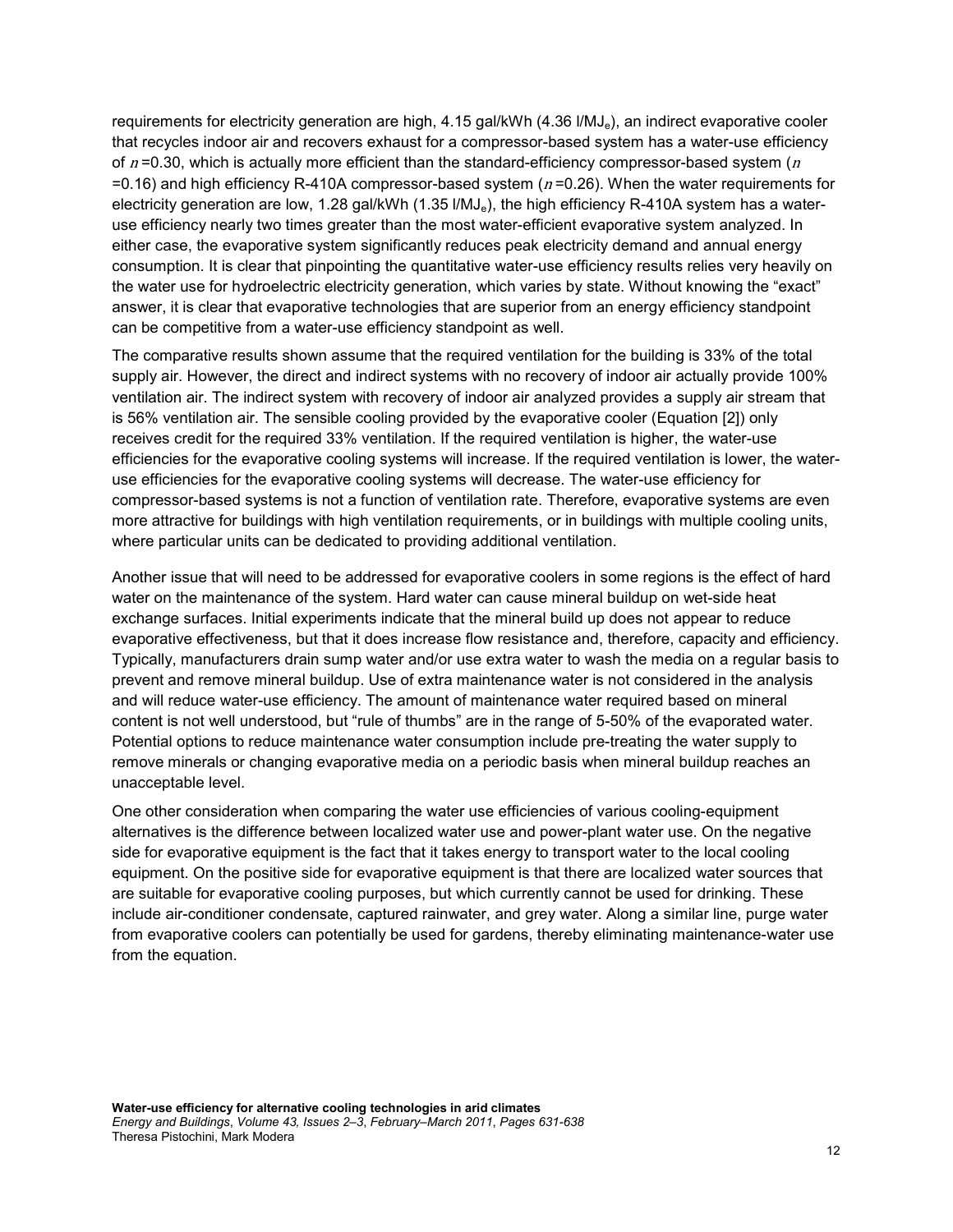requirements for electricity generation are high, 4.15 gal/kWh (4.36 l/$MJ_e$), an indirect evaporative cooler that recycles indoor air and recovers exhaust for a compressor-based system has a water-use efficiency of $n$ =0.30, which is actually more efficient than the standard-efficiency compressor-based system ($n$ =0.16) and high efficiency R-410A compressor-based system ($n$ =0.26). When the water requirements for electricity generation are low, 1.28 gal/kWh (1.35 l/$MJ_e$), the high efficiency R-410A system has a water-use efficiency nearly two times greater than the most water-efficient evaporative system analyzed. In either case, the evaporative system significantly reduces peak electricity demand and annual energy consumption. It is clear that pinpointing the quantitative water-use efficiency results relies very heavily on the water use for hydroelectric electricity generation, which varies by state. Without knowing the "exact" answer, it is clear that evaporative technologies that are superior from an energy efficiency standpoint can be competitive from a water-use efficiency standpoint as well.

The comparative results shown assume that the required ventilation for the building is 33% of the total supply air. However, the direct and indirect systems with no recovery of indoor air actually provide 100% ventilation air. The indirect system with recovery of indoor air analyzed provides a supply air stream that is 56% ventilation air. The sensible cooling provided by the evaporative cooler (Equation [2]) only receives credit for the required 33% ventilation. If the required ventilation is higher, the water-use efficiencies for the evaporative cooling systems will increase. If the required ventilation is lower, the water-use efficiencies for the evaporative cooling systems will decrease. The water-use efficiency for compressor-based systems is not a function of ventilation rate. Therefore, evaporative systems are even more attractive for buildings with high ventilation requirements, or in buildings with multiple cooling units, where particular units can be dedicated to providing additional ventilation.

Another issue that will need to be addressed for evaporative coolers in some regions is the effect of hard water on the maintenance of the system. Hard water can cause mineral buildup on wet-side heat exchange surfaces. Initial experiments indicate that the mineral build up does not appear to reduce evaporative effectiveness, but that it does increase flow resistance and, therefore, capacity and efficiency. Typically, manufacturers drain sump water and/or use extra water to wash the media on a regular basis to prevent and remove mineral buildup. Use of extra maintenance water is not considered in the analysis and will reduce water-use efficiency. The amount of maintenance water required based on mineral content is not well understood, but "rule of thumbs" are in the range of 5-50% of the evaporated water. Potential options to reduce maintenance water consumption include pre-treating the water supply to remove minerals or changing evaporative media on a periodic basis when mineral buildup reaches an unacceptable level.

One other consideration when comparing the water use efficiencies of various cooling-equipment alternatives is the difference between localized water use and power-plant water use. On the negative side for evaporative equipment is the fact that it takes energy to transport water to the local cooling equipment. On the positive side for evaporative equipment is that there are localized water sources that are suitable for evaporative cooling purposes, but which currently cannot be used for drinking. These include air-conditioner condensate, captured rainwater, and grey water. Along a similar line, purge water from evaporative coolers can potentially be used for gardens, thereby eliminating maintenance-water use from the equation.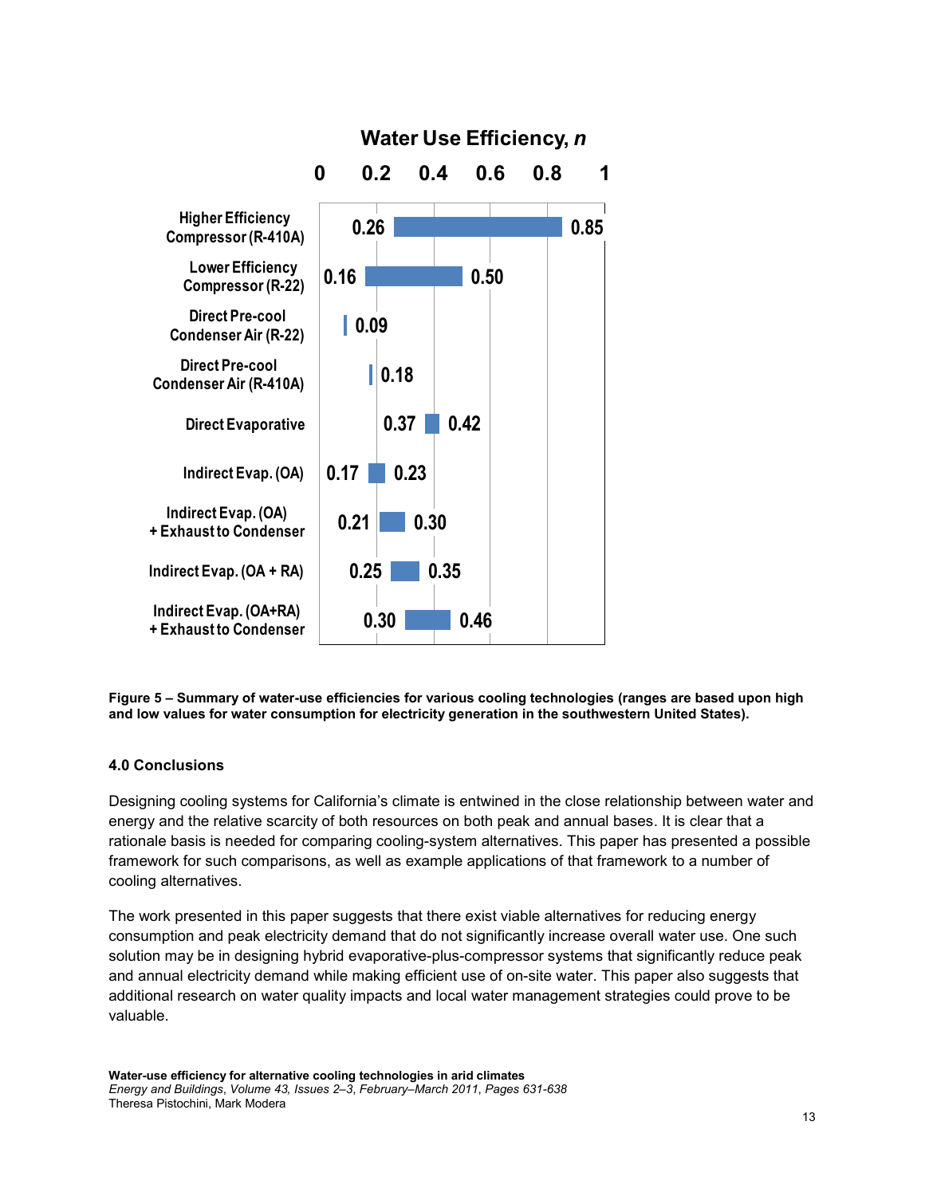**Water Use Efficiency, *n***

| Cooling technology | Low | High |
|---|---|---|
| Higher Efficiency Compressor (R-410A) | 0.26 | 0.85 |
| Lower Efficiency Compressor (R-22) | 0.16 | 0.50 |
| Direct Pre-cool Condenser Air (R-22) | 0.09 | |
| Direct Pre-cool Condenser Air (R-410A) | 0.18 | |
| Direct Evaporative | 0.37 | 0.42 |
| Indirect Evap. (OA) | 0.17 | 0.23 |
| Indirect Evap. (OA) + Exhaust to Condenser | 0.21 | 0.30 |
| Indirect Evap. (OA + RA) | 0.25 | 0.35 |
| Indirect Evap. (OA+RA) + Exhaust to Condenser | 0.30 | 0.46 |

**Figure 5 – Summary of water-use efficiencies for various cooling technologies (ranges are based upon high and low values for water consumption for electricity generation in the southwestern United States).**

## 4.0 Conclusions

Designing cooling systems for California's climate is entwined in the close relationship between water and energy and the relative scarcity of both resources on both peak and annual bases. It is clear that a rationale basis is needed for comparing cooling-system alternatives. This paper has presented a possible framework for such comparisons, as well as example applications of that framework to a number of cooling alternatives.

The work presented in this paper suggests that there exist viable alternatives for reducing energy consumption and peak electricity demand that do not significantly increase overall water use. One such solution may be in designing hybrid evaporative-plus-compressor systems that significantly reduce peak and annual electricity demand while making efficient use of on-site water. This paper also suggests that additional research on water quality impacts and local water management strategies could prove to be valuable.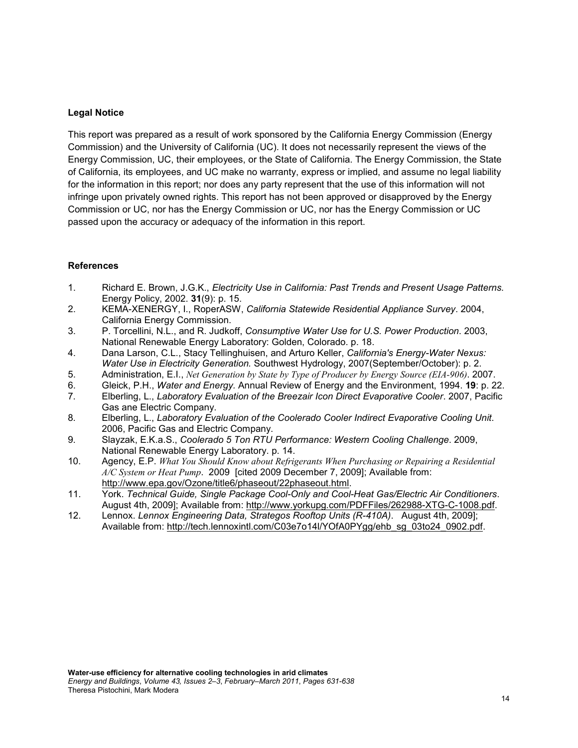**Legal Notice**

This report was prepared as a result of work sponsored by the California Energy Commission (Energy Commission) and the University of California (UC). It does not necessarily represent the views of the Energy Commission, UC, their employees, or the State of California. The Energy Commission, the State of California, its employees, and UC make no warranty, express or implied, and assume no legal liability for the information in this report; nor does any party represent that the use of this information will not infringe upon privately owned rights. This report has not been approved or disapproved by the Energy Commission or UC, nor has the Energy Commission or UC, nor has the Energy Commission or UC passed upon the accuracy or adequacy of the information in this report.

**References**

1. Richard E. Brown, J.G.K., *Electricity Use in California: Past Trends and Present Usage Patterns.* Energy Policy, 2002. **31**(9): p. 15.
2. KEMA-XENERGY, I., RoperASW, *California Statewide Residential Appliance Survey*. 2004, California Energy Commission.
3. P. Torcellini, N.L., and R. Judkoff, *Consumptive Water Use for U.S. Power Production*. 2003, National Renewable Energy Laboratory: Golden, Colorado. p. 18.
4. Dana Larson, C.L., Stacy Tellinghuisen, and Arturo Keller, *California's Energy-Water Nexus: Water Use in Electricity Generation.* Southwest Hydrology, 2007(September/October): p. 2.
5. Administration, E.I., *Net Generation by State by Type of Producer by Energy Source (EIA-906)*. 2007.
6. Gleick, P.H., *Water and Energy.* Annual Review of Energy and the Environment, 1994. **19**: p. 22.
7. Elberling, L., *Laboratory Evaluation of the Breezair Icon Direct Evaporative Cooler*. 2007, Pacific Gas ane Electric Company.
8. Elberling, L., *Laboratory Evaluation of the Coolerado Cooler Indirect Evaporative Cooling Unit*. 2006, Pacific Gas and Electric Company.
9. Slayzak, E.K.a.S., *Coolerado 5 Ton RTU Performance: Western Cooling Challenge*. 2009, National Renewable Energy Laboratory. p. 14.
10. Agency, E.P. *What You Should Know about Refrigerants When Purchasing or Repairing a Residential A/C System or Heat Pump*. 2009 [cited 2009 December 7, 2009]; Available from: http://www.epa.gov/Ozone/title6/phaseout/22phaseout.html.
11. York. *Technical Guide, Single Package Cool-Only and Cool-Heat Gas/Electric Air Conditioners*. August 4th, 2009]; Available from: http://www.yorkupg.com/PDFFiles/262988-XTG-C-1008.pdf.
12. Lennox. *Lennox Engineering Data, Strategos Rooftop Units (R-410A)*. August 4th, 2009]; Available from: http://tech.lennoxintl.com/C03e7o14l/YOfA0PYgg/ehb_sg_03to24_0902.pdf.